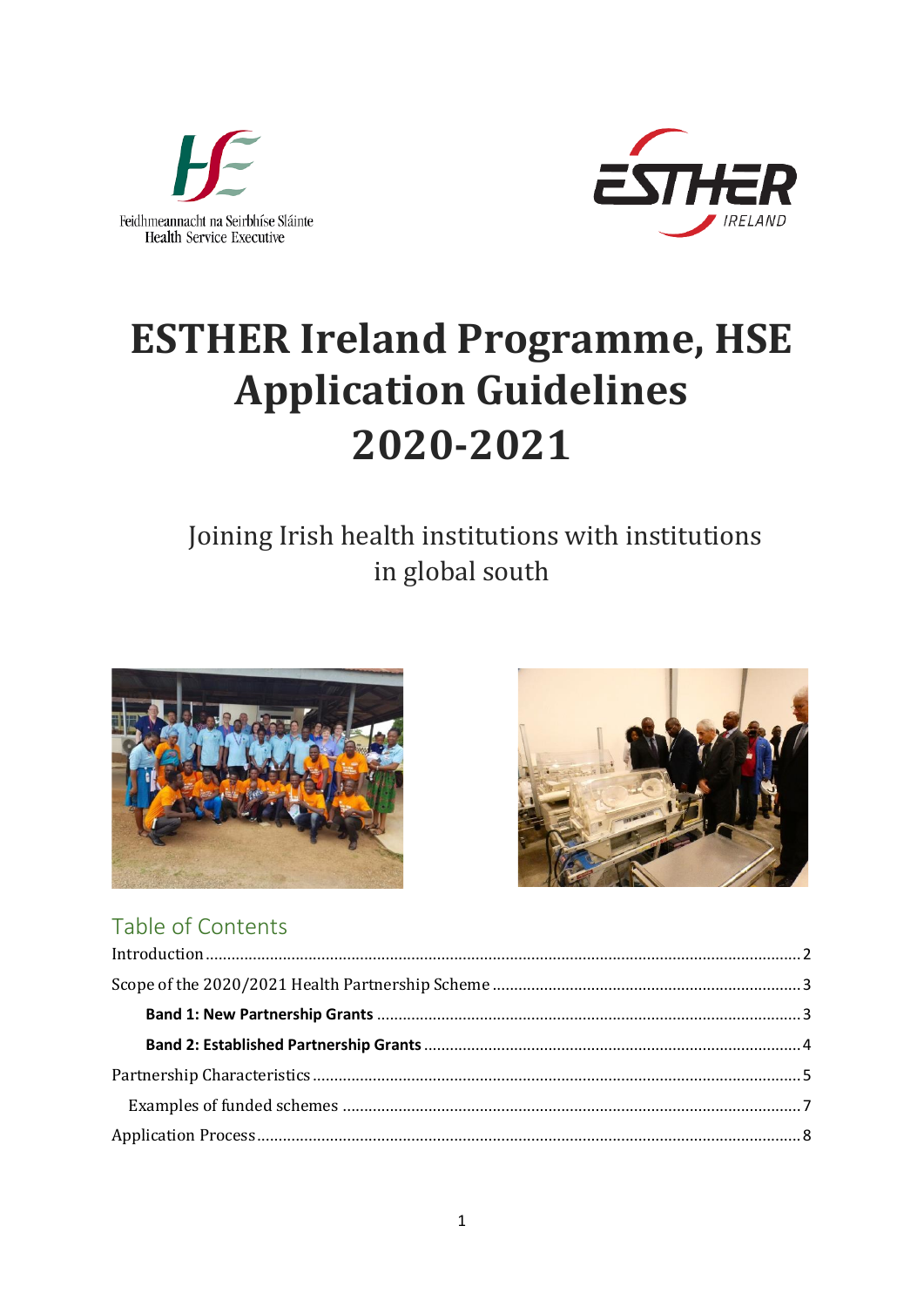# ESTHER Ireland Programme, HSE Application Guidelines 2020-2021

Joining Irish health institutions with institutions in global south

## Table of Contents

Introduction ..... 2

Scope of the 2020/2021 Health Partnership Scheme ..... 3

**Band 1: New Partnership Grants** ..... 3

**Band 2: Established Partnership Grants** ..... 4

Partnership Characteristics ..... 5

Examples of funded schemes ..... 7

Application Process ..... 8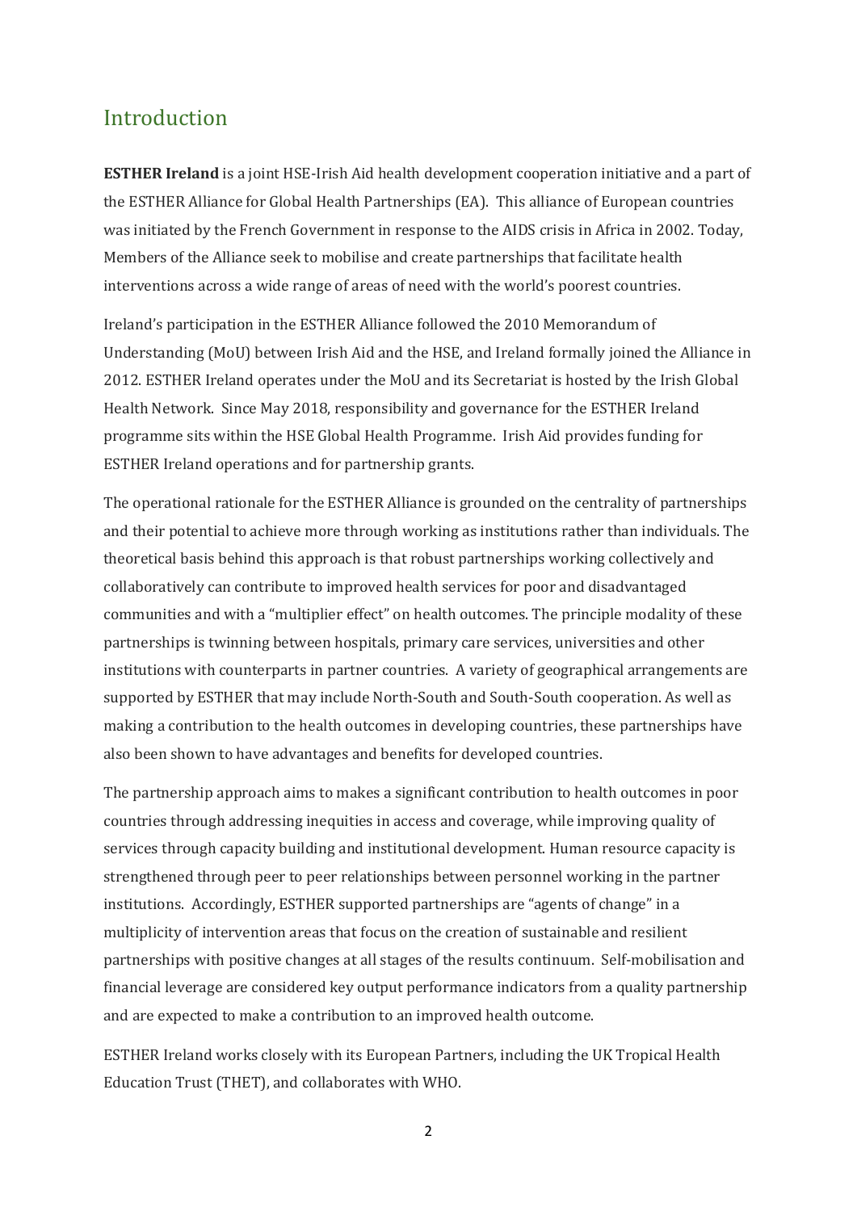## Introduction

**ESTHER Ireland** is a joint HSE-Irish Aid health development cooperation initiative and a part of the ESTHER Alliance for Global Health Partnerships (EA). This alliance of European countries was initiated by the French Government in response to the AIDS crisis in Africa in 2002. Today, Members of the Alliance seek to mobilise and create partnerships that facilitate health interventions across a wide range of areas of need with the world's poorest countries.

Ireland's participation in the ESTHER Alliance followed the 2010 Memorandum of Understanding (MoU) between Irish Aid and the HSE, and Ireland formally joined the Alliance in 2012. ESTHER Ireland operates under the MoU and its Secretariat is hosted by the Irish Global Health Network. Since May 2018, responsibility and governance for the ESTHER Ireland programme sits within the HSE Global Health Programme. Irish Aid provides funding for ESTHER Ireland operations and for partnership grants.

The operational rationale for the ESTHER Alliance is grounded on the centrality of partnerships and their potential to achieve more through working as institutions rather than individuals. The theoretical basis behind this approach is that robust partnerships working collectively and collaboratively can contribute to improved health services for poor and disadvantaged communities and with a "multiplier effect" on health outcomes. The principle modality of these partnerships is twinning between hospitals, primary care services, universities and other institutions with counterparts in partner countries. A variety of geographical arrangements are supported by ESTHER that may include North-South and South-South cooperation. As well as making a contribution to the health outcomes in developing countries, these partnerships have also been shown to have advantages and benefits for developed countries.

The partnership approach aims to makes a significant contribution to health outcomes in poor countries through addressing inequities in access and coverage, while improving quality of services through capacity building and institutional development. Human resource capacity is strengthened through peer to peer relationships between personnel working in the partner institutions. Accordingly, ESTHER supported partnerships are "agents of change" in a multiplicity of intervention areas that focus on the creation of sustainable and resilient partnerships with positive changes at all stages of the results continuum. Self-mobilisation and financial leverage are considered key output performance indicators from a quality partnership and are expected to make a contribution to an improved health outcome.

ESTHER Ireland works closely with its European Partners, including the UK Tropical Health Education Trust (THET), and collaborates with WHO.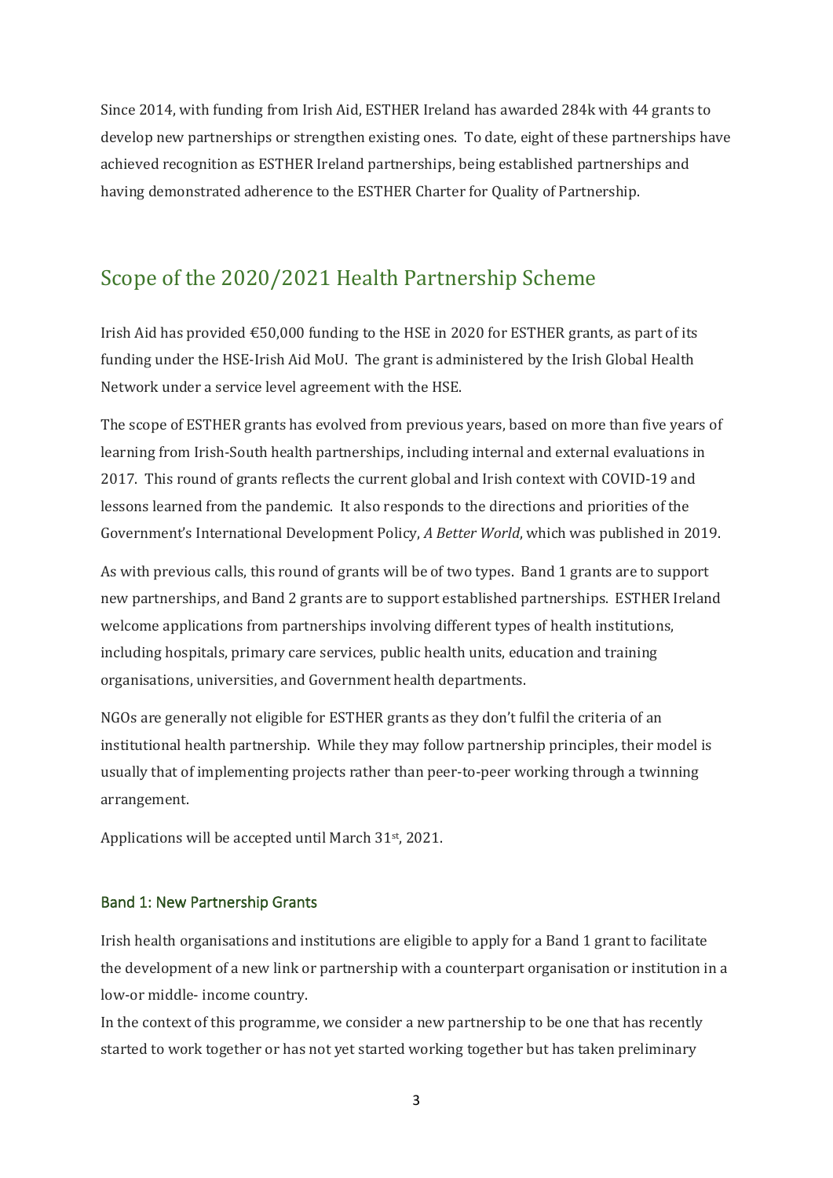Since 2014, with funding from Irish Aid, ESTHER Ireland has awarded 284k with 44 grants to develop new partnerships or strengthen existing ones. To date, eight of these partnerships have achieved recognition as ESTHER Ireland partnerships, being established partnerships and having demonstrated adherence to the ESTHER Charter for Quality of Partnership.

## Scope of the 2020/2021 Health Partnership Scheme

Irish Aid has provided €50,000 funding to the HSE in 2020 for ESTHER grants, as part of its funding under the HSE-Irish Aid MoU. The grant is administered by the Irish Global Health Network under a service level agreement with the HSE.

The scope of ESTHER grants has evolved from previous years, based on more than five years of learning from Irish-South health partnerships, including internal and external evaluations in 2017. This round of grants reflects the current global and Irish context with COVID-19 and lessons learned from the pandemic. It also responds to the directions and priorities of the Government's International Development Policy, *A Better World*, which was published in 2019.

As with previous calls, this round of grants will be of two types. Band 1 grants are to support new partnerships, and Band 2 grants are to support established partnerships. ESTHER Ireland welcome applications from partnerships involving different types of health institutions, including hospitals, primary care services, public health units, education and training organisations, universities, and Government health departments.

NGOs are generally not eligible for ESTHER grants as they don't fulfil the criteria of an institutional health partnership. While they may follow partnership principles, their model is usually that of implementing projects rather than peer-to-peer working through a twinning arrangement.

Applications will be accepted until March 31st, 2021.

### Band 1: New Partnership Grants

Irish health organisations and institutions are eligible to apply for a Band 1 grant to facilitate the development of a new link or partnership with a counterpart organisation or institution in a low-or middle- income country.

In the context of this programme, we consider a new partnership to be one that has recently started to work together or has not yet started working together but has taken preliminary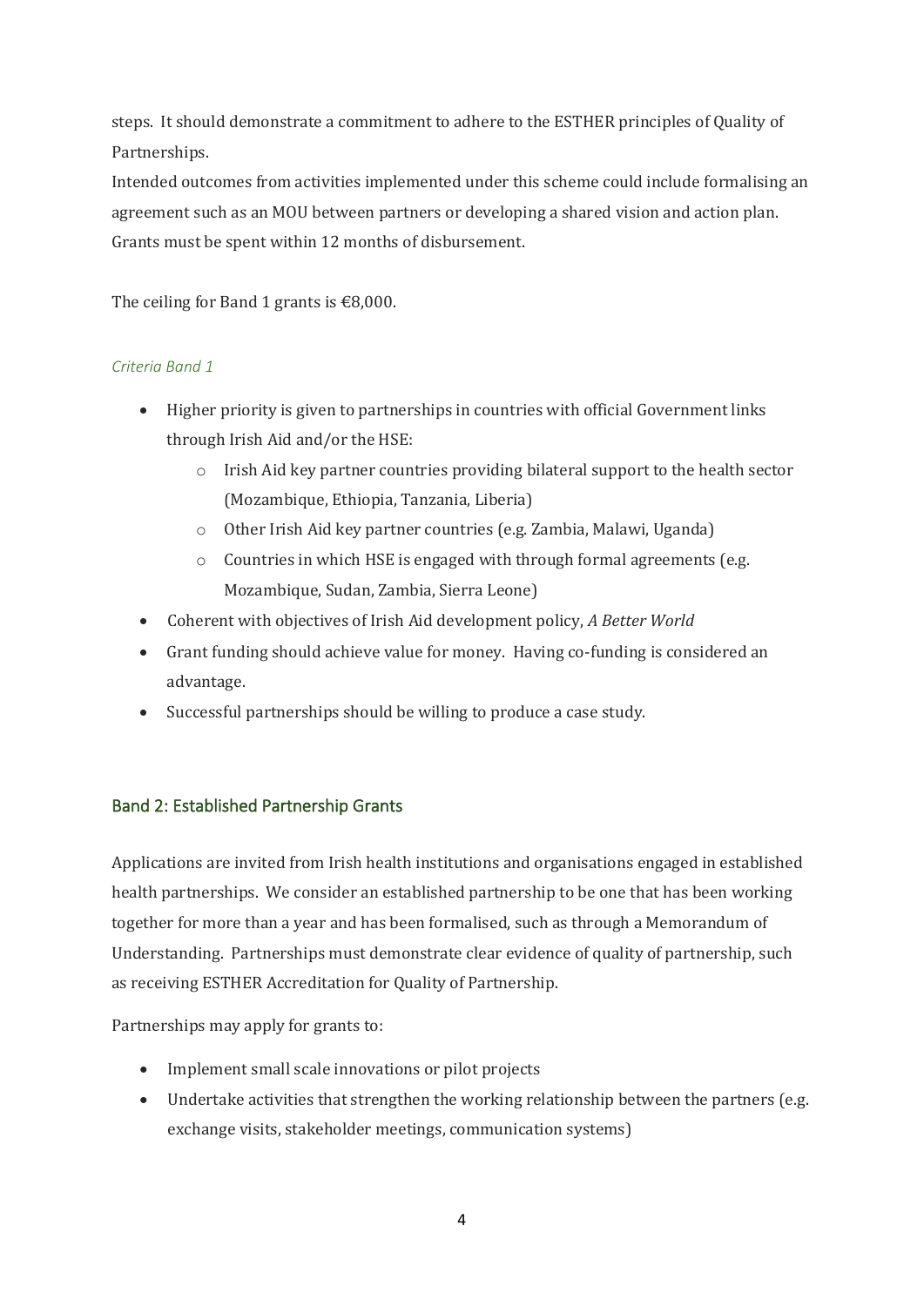steps. It should demonstrate a commitment to adhere to the ESTHER principles of Quality of Partnerships.

Intended outcomes from activities implemented under this scheme could include formalising an agreement such as an MOU between partners or developing a shared vision and action plan. Grants must be spent within 12 months of disbursement.

The ceiling for Band 1 grants is €8,000.

*Criteria Band 1*

- Higher priority is given to partnerships in countries with official Government links through Irish Aid and/or the HSE:
  - Irish Aid key partner countries providing bilateral support to the health sector (Mozambique, Ethiopia, Tanzania, Liberia)
  - Other Irish Aid key partner countries (e.g. Zambia, Malawi, Uganda)
  - Countries in which HSE is engaged with through formal agreements (e.g. Mozambique, Sudan, Zambia, Sierra Leone)
- Coherent with objectives of Irish Aid development policy, *A Better World*
- Grant funding should achieve value for money. Having co-funding is considered an advantage.
- Successful partnerships should be willing to produce a case study.

## Band 2: Established Partnership Grants

Applications are invited from Irish health institutions and organisations engaged in established health partnerships. We consider an established partnership to be one that has been working together for more than a year and has been formalised, such as through a Memorandum of Understanding. Partnerships must demonstrate clear evidence of quality of partnership, such as receiving ESTHER Accreditation for Quality of Partnership.

Partnerships may apply for grants to:

- Implement small scale innovations or pilot projects
- Undertake activities that strengthen the working relationship between the partners (e.g. exchange visits, stakeholder meetings, communication systems)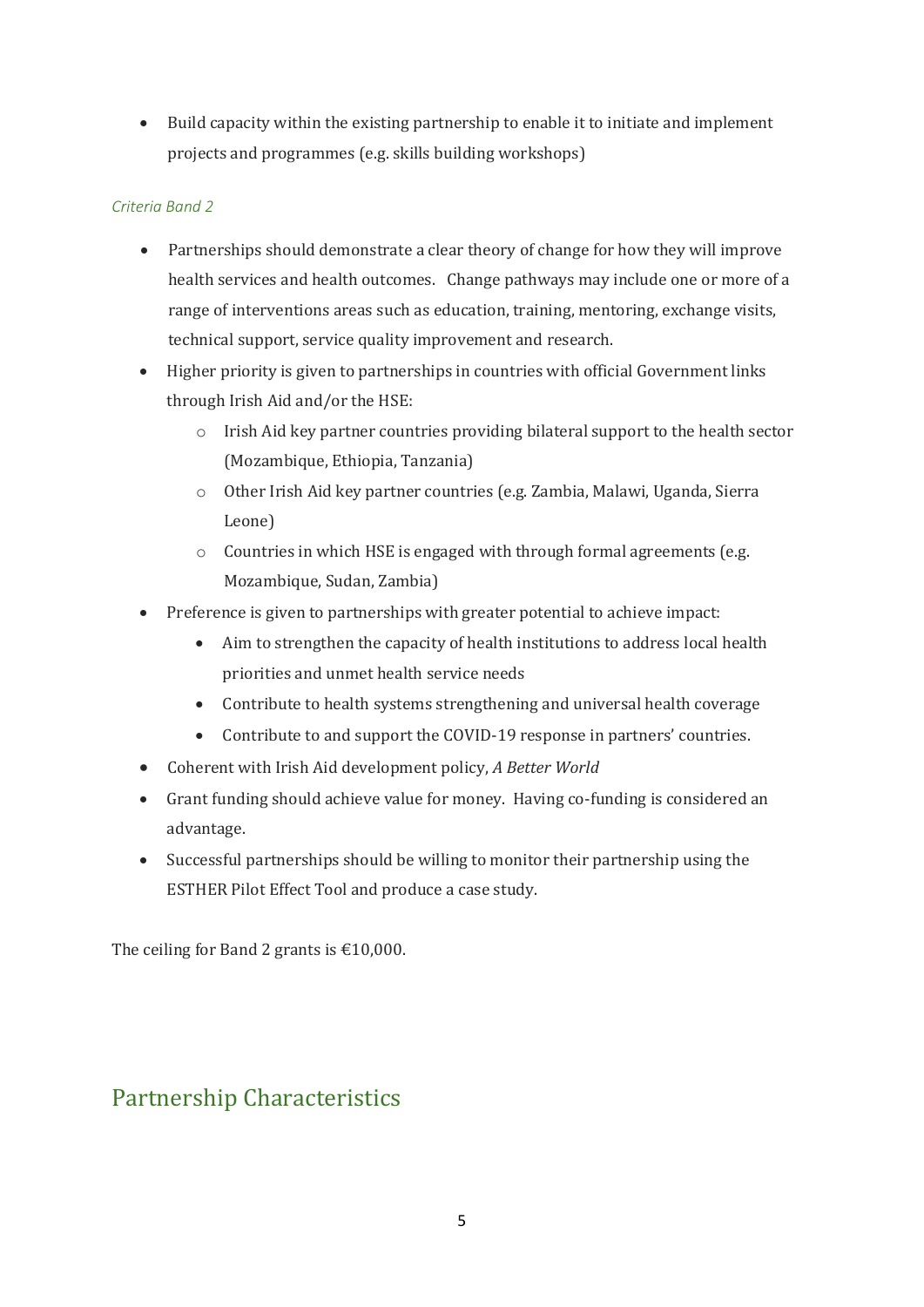- Build capacity within the existing partnership to enable it to initiate and implement projects and programmes (e.g. skills building workshops)

*Criteria Band 2*

- Partnerships should demonstrate a clear theory of change for how they will improve health services and health outcomes. Change pathways may include one or more of a range of interventions areas such as education, training, mentoring, exchange visits, technical support, service quality improvement and research.
- Higher priority is given to partnerships in countries with official Government links through Irish Aid and/or the HSE:
    - Irish Aid key partner countries providing bilateral support to the health sector (Mozambique, Ethiopia, Tanzania)
    - Other Irish Aid key partner countries (e.g. Zambia, Malawi, Uganda, Sierra Leone)
    - Countries in which HSE is engaged with through formal agreements (e.g. Mozambique, Sudan, Zambia)
- Preference is given to partnerships with greater potential to achieve impact:
    - Aim to strengthen the capacity of health institutions to address local health priorities and unmet health service needs
    - Contribute to health systems strengthening and universal health coverage
    - Contribute to and support the COVID-19 response in partners' countries.
- Coherent with Irish Aid development policy, *A Better World*
- Grant funding should achieve value for money. Having co-funding is considered an advantage.
- Successful partnerships should be willing to monitor their partnership using the ESTHER Pilot Effect Tool and produce a case study.

The ceiling for Band 2 grants is €10,000.

## Partnership Characteristics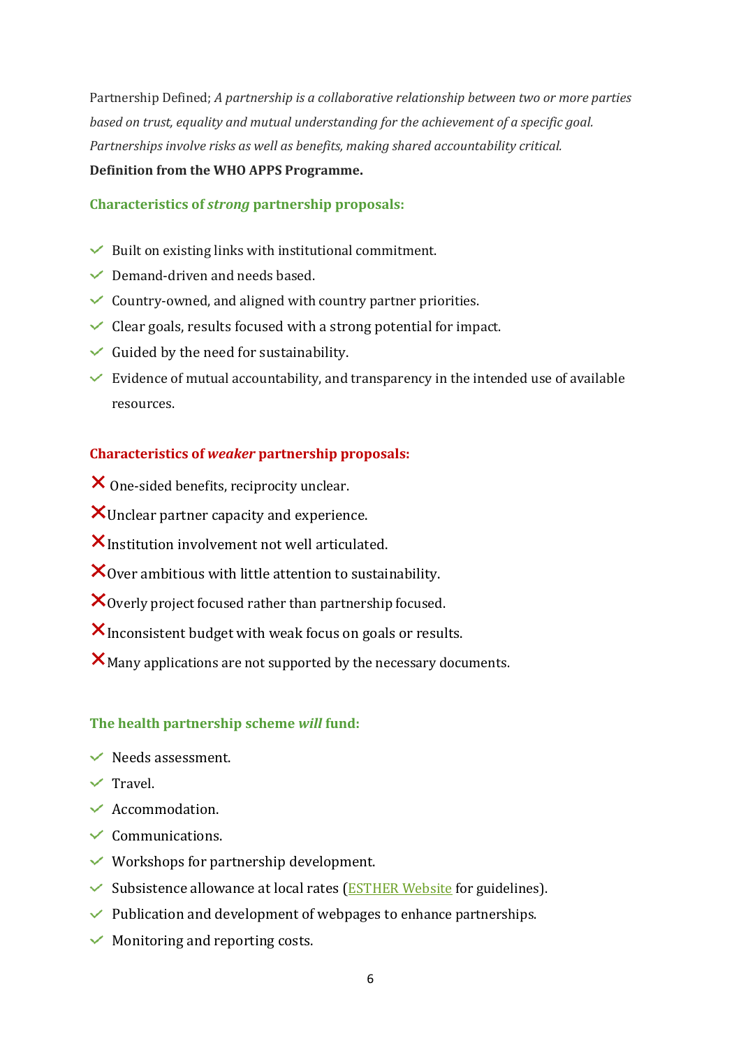Partnership Defined; *A partnership is a collaborative relationship between two or more parties based on trust, equality and mutual understanding for the achievement of a specific goal. Partnerships involve risks as well as benefits, making shared accountability critical.*

**Definition from the WHO APPS Programme.**

### Characteristics of *strong* partnership proposals:

- ✓ Built on existing links with institutional commitment.
- ✓ Demand-driven and needs based.
- ✓ Country-owned, and aligned with country partner priorities.
- ✓ Clear goals, results focused with a strong potential for impact.
- ✓ Guided by the need for sustainability.
- ✓ Evidence of mutual accountability, and transparency in the intended use of available resources.

### Characteristics of *weaker* partnership proposals:

- ✗ One-sided benefits, reciprocity unclear.
- ✗ Unclear partner capacity and experience.
- ✗ Institution involvement not well articulated.
- ✗ Over ambitious with little attention to sustainability.
- ✗ Overly project focused rather than partnership focused.
- ✗ Inconsistent budget with weak focus on goals or results.
- ✗ Many applications are not supported by the necessary documents.

### The health partnership scheme *will* fund:

- ✓ Needs assessment.
- ✓ Travel.
- ✓ Accommodation.
- ✓ Communications.
- ✓ Workshops for partnership development.
- ✓ Subsistence allowance at local rates (ESTHER Website for guidelines).
- ✓ Publication and development of webpages to enhance partnerships.
- ✓ Monitoring and reporting costs.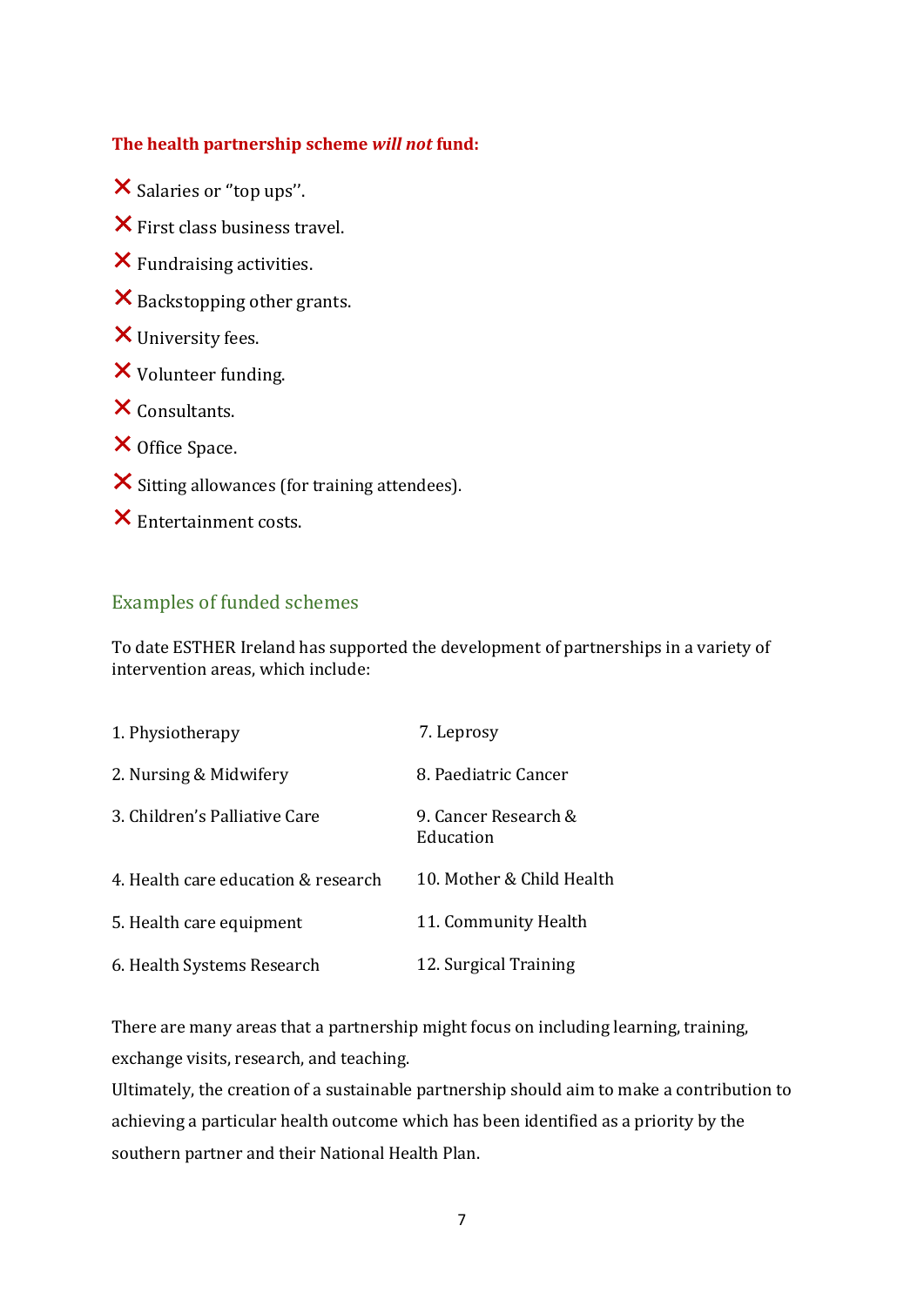**The health partnership scheme *will not* fund:**

- ❌ Salaries or ''top ups''.
- ❌ First class business travel.
- ❌ Fundraising activities.
- ❌ Backstopping other grants.
- ❌ University fees.
- ❌ Volunteer funding.
- ❌ Consultants.
- ❌ Office Space.
- ❌ Sitting allowances (for training attendees).
- ❌ Entertainment costs.

## Examples of funded schemes

To date ESTHER Ireland has supported the development of partnerships in a variety of intervention areas, which include:

1. Physiotherapy
2. Nursing & Midwifery
3. Children's Palliative Care
4. Health care education & research
5. Health care equipment
6. Health Systems Research
7. Leprosy
8. Paediatric Cancer
9. Cancer Research & Education
10. Mother & Child Health
11. Community Health
12. Surgical Training

There are many areas that a partnership might focus on including learning, training, exchange visits, research, and teaching.

Ultimately, the creation of a sustainable partnership should aim to make a contribution to achieving a particular health outcome which has been identified as a priority by the southern partner and their National Health Plan.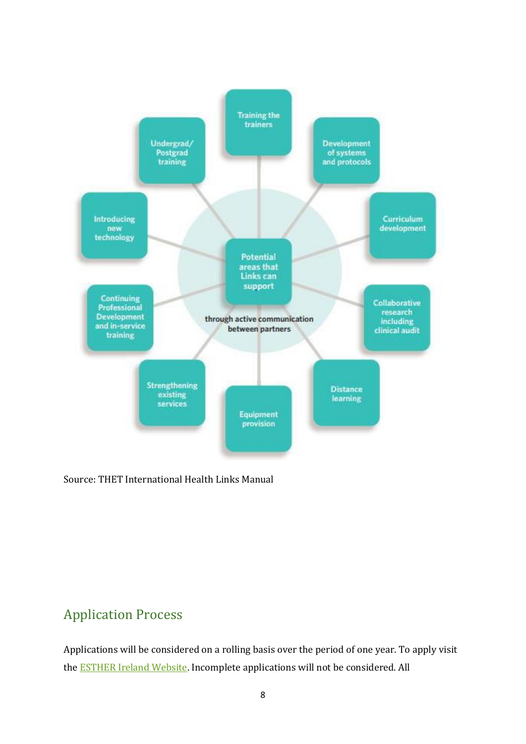Potential areas that Links can support through active communication between partners:

- Training the trainers
- Development of systems and protocols
- Curriculum development
- Collaborative research including clinical audit
- Distance learning
- Equipment provision
- Strengthening existing services
- Continuing Professional Development and in-service training
- Introducing new technology
- Undergrad/Postgrad training

Source: THET International Health Links Manual

## Application Process

Applications will be considered on a rolling basis over the period of one year. To apply visit the ESTHER Ireland Website. Incomplete applications will not be considered. All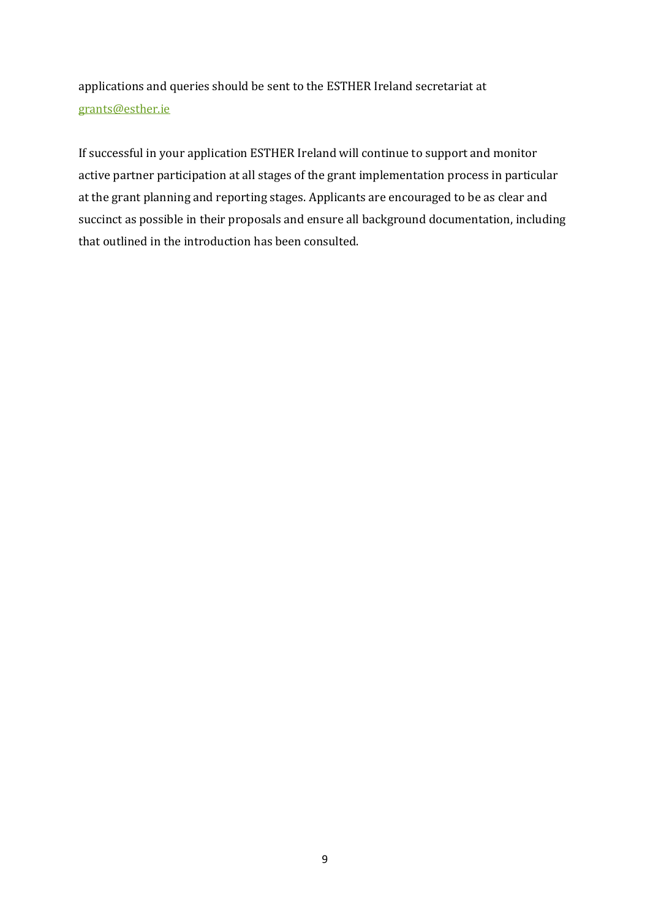applications and queries should be sent to the ESTHER Ireland secretariat at grants@esther.ie

If successful in your application ESTHER Ireland will continue to support and monitor active partner participation at all stages of the grant implementation process in particular at the grant planning and reporting stages. Applicants are encouraged to be as clear and succinct as possible in their proposals and ensure all background documentation, including that outlined in the introduction has been consulted.